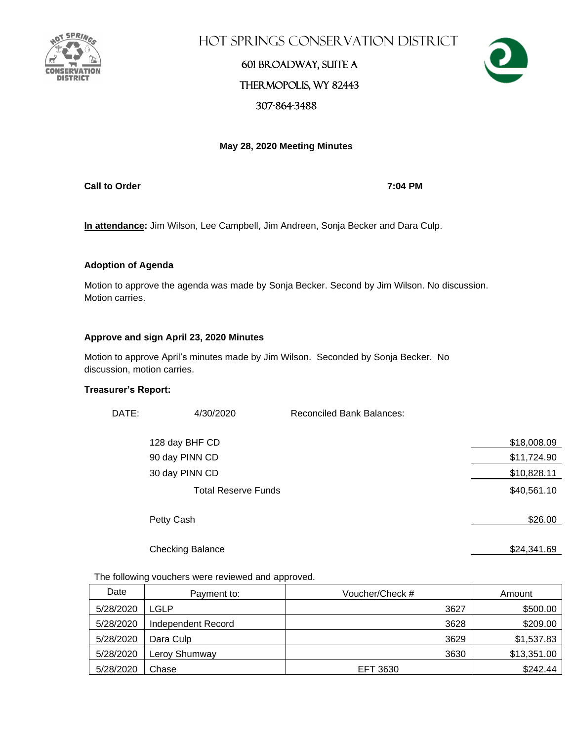# Hot Springs Conservation District

601 Broadway, Suite A

Thermopolis, WY 82443

307-864-3488

**May 28, 2020 Meeting Minutes**

**Call to Order** **7:04 PM**

**In attendance:** Jim Wilson, Lee Campbell, Jim Andreen, Sonja Becker and Dara Culp.

**Adoption of Agenda**

Motion to approve the agenda was made by Sonja Becker. Second by Jim Wilson. No discussion. Motion carries.

**Approve and sign April 23, 2020 Minutes**

Motion to approve April's minutes made by Jim Wilson. Seconded by Sonja Becker. No discussion, motion carries.

**Treasurer's Report:**

DATE: 4/30/2020 Reconciled Bank Balances:

| | |
|---|---|
| 128 day BHF CD | $18,008.09 |
| 90 day PINN CD | $11,724.90 |
| 30 day PINN CD | $10,828.11 |
| Total Reserve Funds | $40,561.10 |
| Petty Cash | $26.00 |
| Checking Balance | $24,341.69 |

The following vouchers were reviewed and approved.

| Date | Payment to: | Voucher/Check # | Amount |
|---|---|---|---|
| 5/28/2020 | LGLP | 3627 | $500.00 |
| 5/28/2020 | Independent Record | 3628 | $209.00 |
| 5/28/2020 | Dara Culp | 3629 | $1,537.83 |
| 5/28/2020 | Leroy Shumway | 3630 | $13,351.00 |
| 5/28/2020 | Chase | EFT 3630 | $242.44 |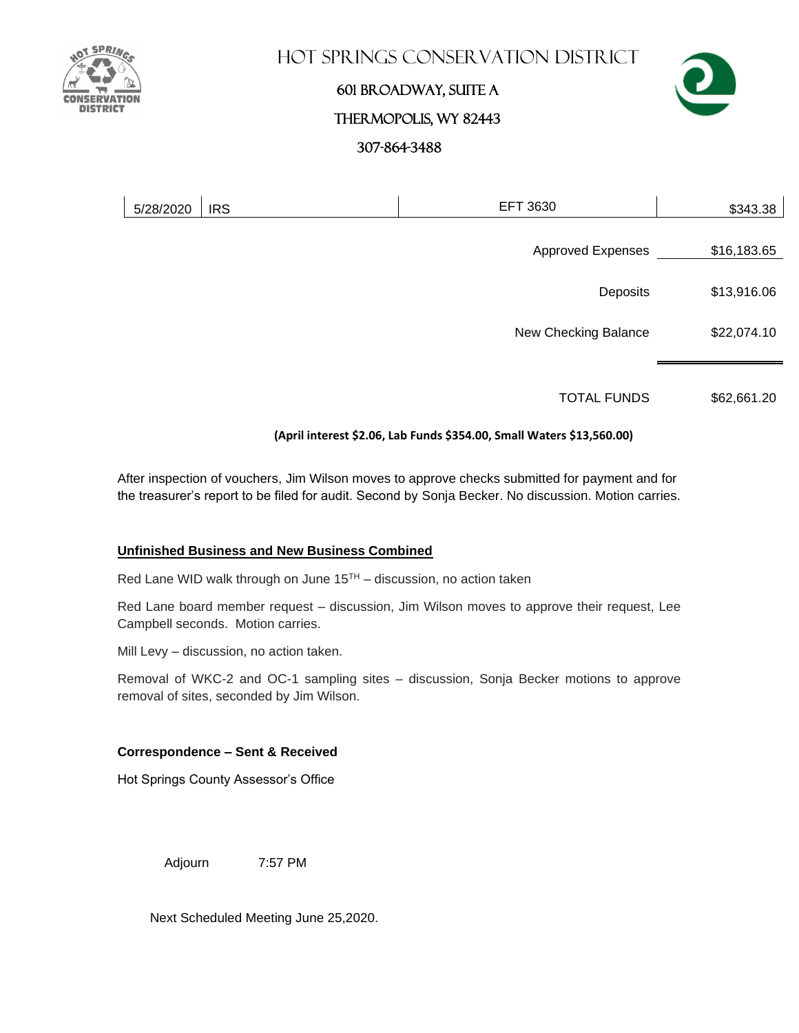# Hot Springs Conservation District

601 Broadway, Suite A

Thermopolis, WY 82443

307-864-3488

| 5/28/2020 | IRS | EFT 3630 | $343.38 |
|---|---|---|---|
| | | Approved Expenses | $16,183.65 |
| | | Deposits | $13,916.06 |
| | | New Checking Balance | $22,074.10 |
| | | TOTAL FUNDS | $62,661.20 |

**(April interest $2.06, Lab Funds $354.00, Small Waters $13,560.00)**

After inspection of vouchers, Jim Wilson moves to approve checks submitted for payment and for the treasurer's report to be filed for audit. Second by Sonja Becker. No discussion. Motion carries.

**Unfinished Business and New Business Combined**

Red Lane WID walk through on June 15TH – discussion, no action taken

Red Lane board member request – discussion, Jim Wilson moves to approve their request, Lee Campbell seconds. Motion carries.

Mill Levy – discussion, no action taken.

Removal of WKC-2 and OC-1 sampling sites – discussion, Sonja Becker motions to approve removal of sites, seconded by Jim Wilson.

**Correspondence – Sent & Received**

Hot Springs County Assessor's Office

Adjourn 7:57 PM

Next Scheduled Meeting June 25,2020.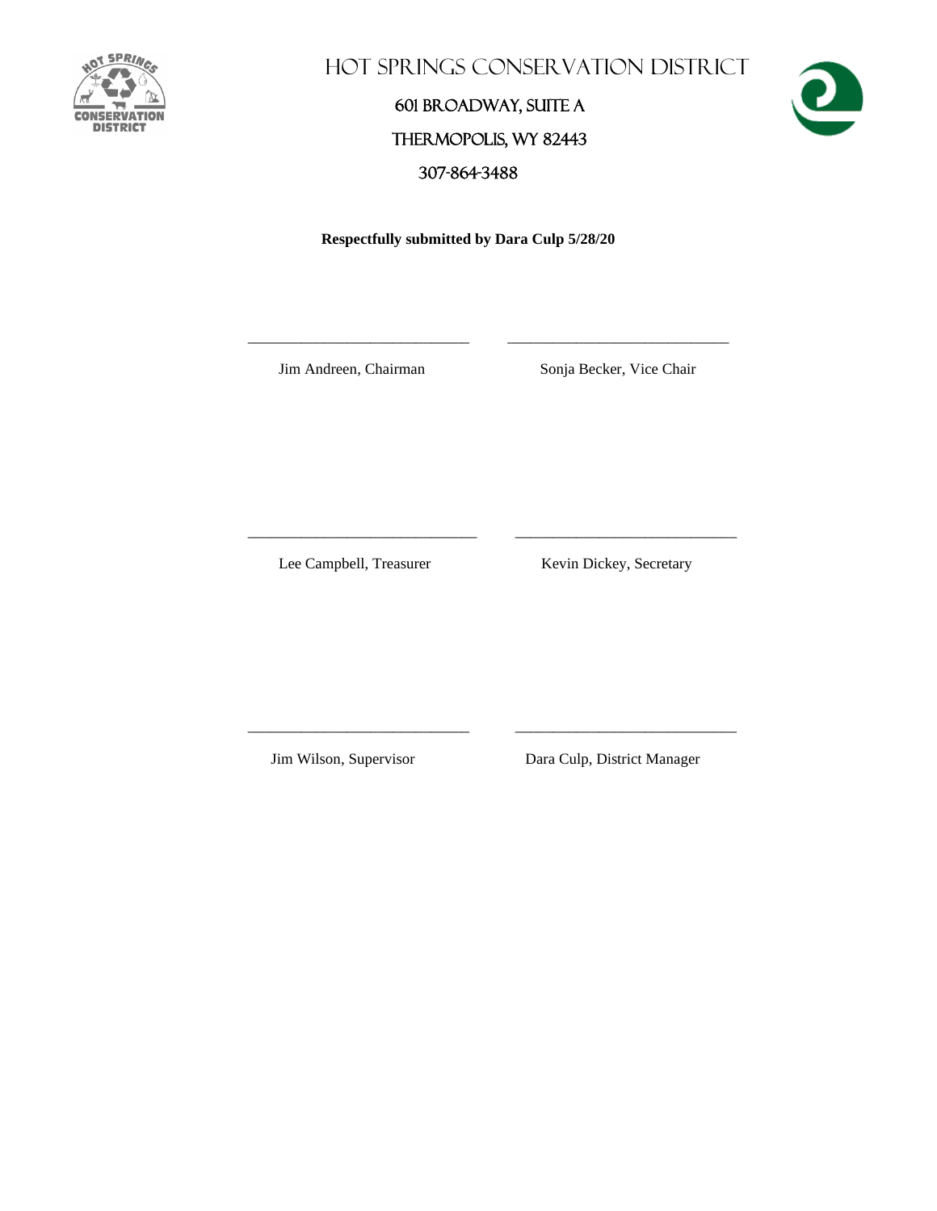# HOT SPRINGS CONSERVATION DISTRICT

601 BROADWAY, SUITE A

THERMOPOLIS, WY 82443

307-864-3488

**Respectfully submitted by Dara Culp 5/28/20**

| | |
|---|---|
| ____________________________ | ____________________________ |
| Jim Andreen, Chairman | Sonja Becker, Vice Chair |
| ____________________________ | ____________________________ |
| Lee Campbell, Treasurer | Kevin Dickey, Secretary |
| ____________________________ | ____________________________ |
| Jim Wilson, Supervisor | Dara Culp, District Manager |